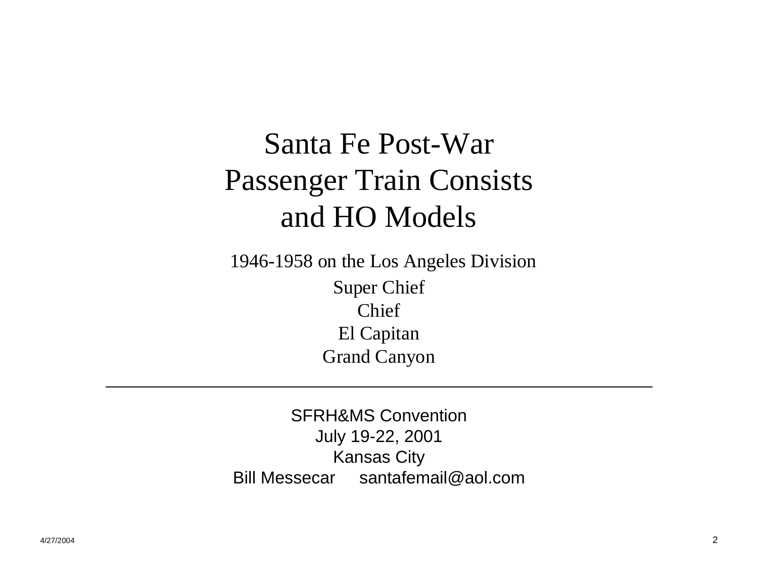# Santa Fe Post-War Passenger Train Consists and HO Models

1946-1958 on the Los Angeles Division

Super Chief
Chief
El Capitan
Grand Canyon

---

SFRH&MS Convention
July 19-22, 2001
Kansas City
Bill Messecar     santafemail@aol.com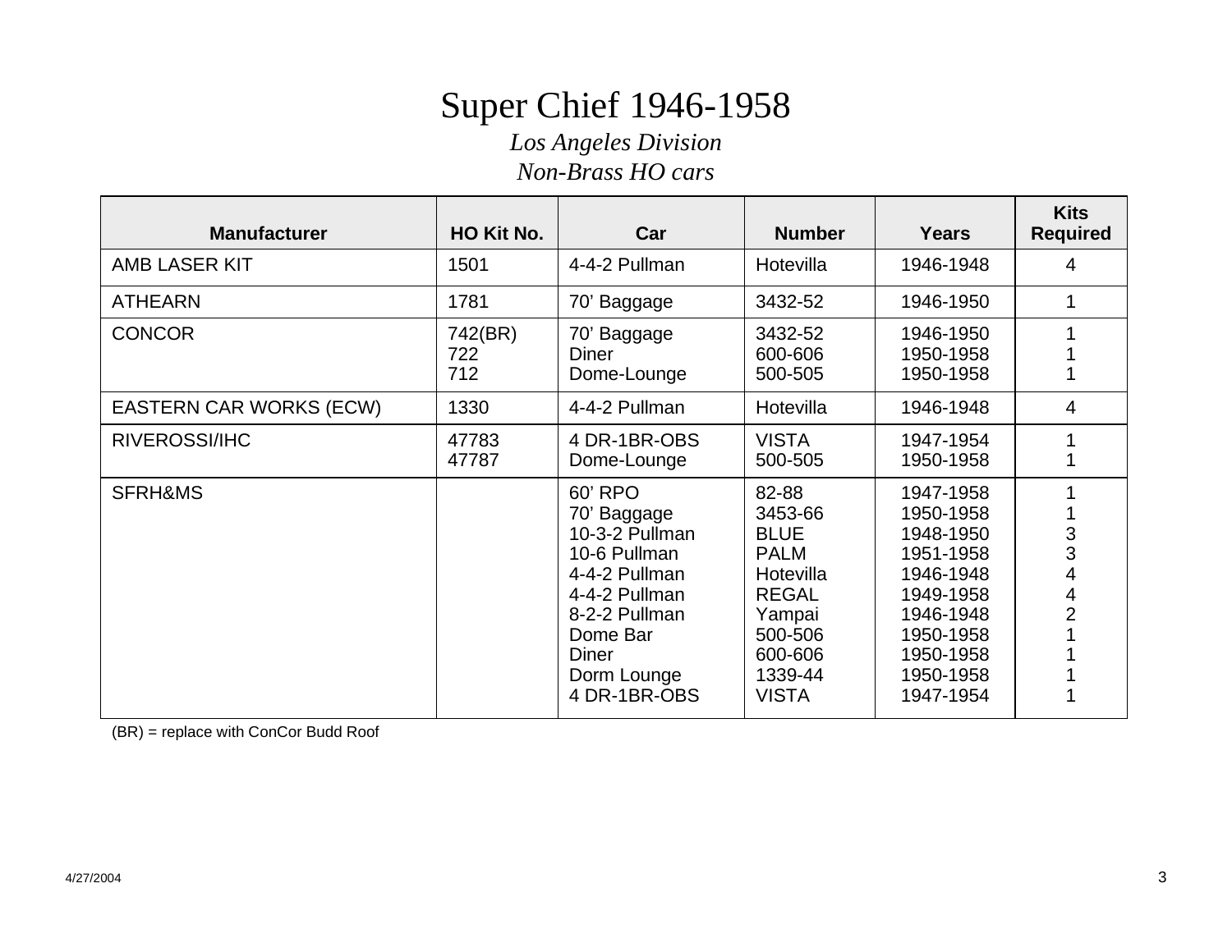# Super Chief 1946-1958

*Los Angeles Division*

*Non-Brass HO cars*

| Manufacturer | HO Kit No. | Car | Number | Years | Kits Required |
|---|---|---|---|---|---|
| AMB LASER KIT | 1501 | 4-4-2 Pullman | Hotevilla | 1946-1948 | 4 |
| ATHEARN | 1781 | 70' Baggage | 3432-52 | 1946-1950 | 1 |
| CONCOR | 742(BR)<br>722<br>712 | 70' Baggage<br>Diner<br>Dome-Lounge | 3432-52<br>600-606<br>500-505 | 1946-1950<br>1950-1958<br>1950-1958 | 1<br>1<br>1 |
| EASTERN CAR WORKS (ECW) | 1330 | 4-4-2 Pullman | Hotevilla | 1946-1948 | 4 |
| RIVEROSSI/IHC | 47783<br>47787 | 4 DR-1BR-OBS<br>Dome-Lounge | VISTA<br>500-505 | 1947-1954<br>1950-1958 | 1<br>1 |
| SFRH&MS | | 60' RPO<br>70' Baggage<br>10-3-2 Pullman<br>10-6 Pullman<br>4-4-2 Pullman<br>4-4-2 Pullman<br>8-2-2 Pullman<br>Dome Bar<br>Diner<br>Dorm Lounge<br>4 DR-1BR-OBS | 82-88<br>3453-66<br>BLUE<br>PALM<br>Hotevilla<br>REGAL<br>Yampai<br>500-506<br>600-606<br>1339-44<br>VISTA | 1947-1958<br>1950-1958<br>1948-1950<br>1951-1958<br>1946-1948<br>1949-1958<br>1946-1948<br>1950-1958<br>1950-1958<br>1950-1958<br>1947-1954 | 1<br>1<br>3<br>3<br>4<br>4<br>2<br>1<br>1<br>1<br>1 |

(BR) = replace with ConCor Budd Roof

4/27/2004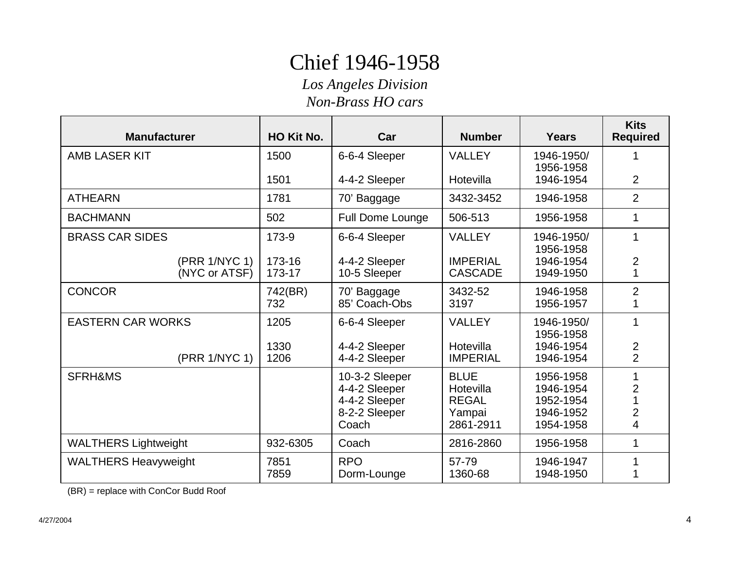# Chief 1946-1958

## *Los Angeles Division*

## *Non-Brass HO cars*

| Manufacturer | HO Kit No. | Car | Number | Years | Kits Required |
|---|---|---|---|---|---|
| AMB LASER KIT | 1500 | 6-6-4 Sleeper | VALLEY | 1946-1950/ 1956-1958 | 1 |
| | 1501 | 4-4-2 Sleeper | Hotevilla | 1946-1954 | 2 |
| ATHEARN | 1781 | 70' Baggage | 3432-3452 | 1946-1958 | 2 |
| BACHMANN | 502 | Full Dome Lounge | 506-513 | 1956-1958 | 1 |
| BRASS CAR SIDES | 173-9 | 6-6-4 Sleeper | VALLEY | 1946-1950/ 1956-1958 | 1 |
| (PRR 1/NYC 1) | 173-16 | 4-4-2 Sleeper | IMPERIAL | 1946-1954 | 2 |
| (NYC or ATSF) | 173-17 | 10-5 Sleeper | CASCADE | 1949-1950 | 1 |
| CONCOR | 742(BR) | 70' Baggage | 3432-52 | 1946-1958 | 2 |
| | 732 | 85' Coach-Obs | 3197 | 1956-1957 | 1 |
| EASTERN CAR WORKS | 1205 | 6-6-4 Sleeper | VALLEY | 1946-1950/ 1956-1958 | 1 |
| | 1330 | 4-4-2 Sleeper | Hotevilla | 1946-1954 | 2 |
| (PRR 1/NYC 1) | 1206 | 4-4-2 Sleeper | IMPERIAL | 1946-1954 | 2 |
| SFRH&MS | | 10-3-2 Sleeper | BLUE | 1956-1958 | 1 |
| | | 4-4-2 Sleeper | Hotevilla | 1946-1954 | 2 |
| | | 4-4-2 Sleeper | REGAL | 1952-1954 | 1 |
| | | 8-2-2 Sleeper | Yampai | 1946-1952 | 2 |
| | | Coach | 2861-2911 | 1954-1958 | 4 |
| WALTHERS Lightweight | 932-6305 | Coach | 2816-2860 | 1956-1958 | 1 |
| WALTHERS Heavyweight | 7851 | RPO | 57-79 | 1946-1947 | 1 |
| | 7859 | Dorm-Lounge | 1360-68 | 1948-1950 | 1 |

(BR) = replace with ConCor Budd Roof

4/27/2004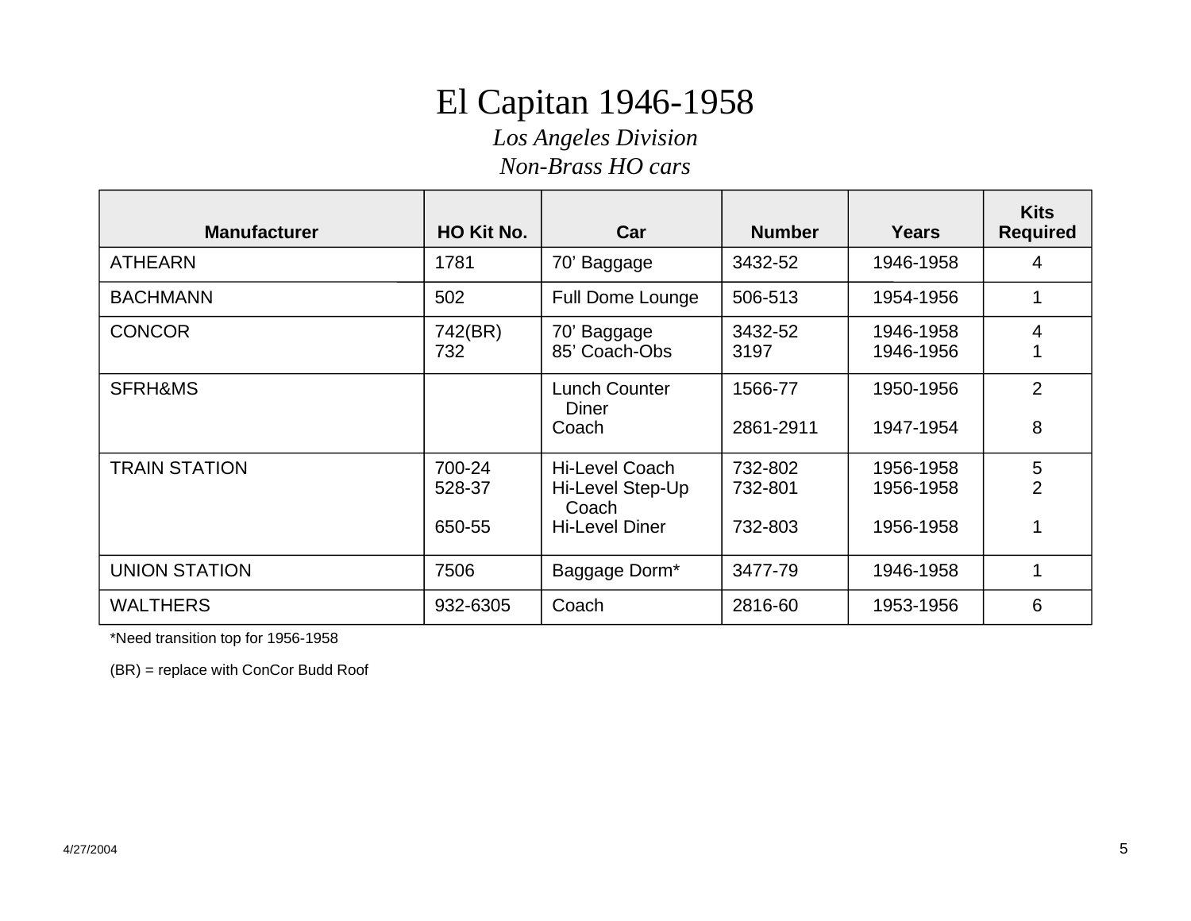# El Capitan 1946-1958

*Los Angeles Division*

*Non-Brass HO cars*

| Manufacturer | HO Kit No. | Car | Number | Years | Kits Required |
|---|---|---|---|---|---|
| ATHEARN | 1781 | 70' Baggage | 3432-52 | 1946-1958 | 4 |
| BACHMANN | 502 | Full Dome Lounge | 506-513 | 1954-1956 | 1 |
| CONCOR | 742(BR) | 70' Baggage | 3432-52 | 1946-1958 | 4 |
| | 732 | 85' Coach-Obs | 3197 | 1946-1956 | 1 |
| SFRH&MS | | Lunch Counter Diner | 1566-77 | 1950-1956 | 2 |
| | | Coach | 2861-2911 | 1947-1954 | 8 |
| TRAIN STATION | 700-24 | Hi-Level Coach | 732-802 | 1956-1958 | 5 |
| | 528-37 | Hi-Level Step-Up Coach | 732-801 | 1956-1958 | 2 |
| | 650-55 | Hi-Level Diner | 732-803 | 1956-1958 | 1 |
| UNION STATION | 7506 | Baggage Dorm* | 3477-79 | 1946-1958 | 1 |
| WALTHERS | 932-6305 | Coach | 2816-60 | 1953-1956 | 6 |

*Need transition top for 1956-1958

(BR) = replace with ConCor Budd Roof

4/27/2004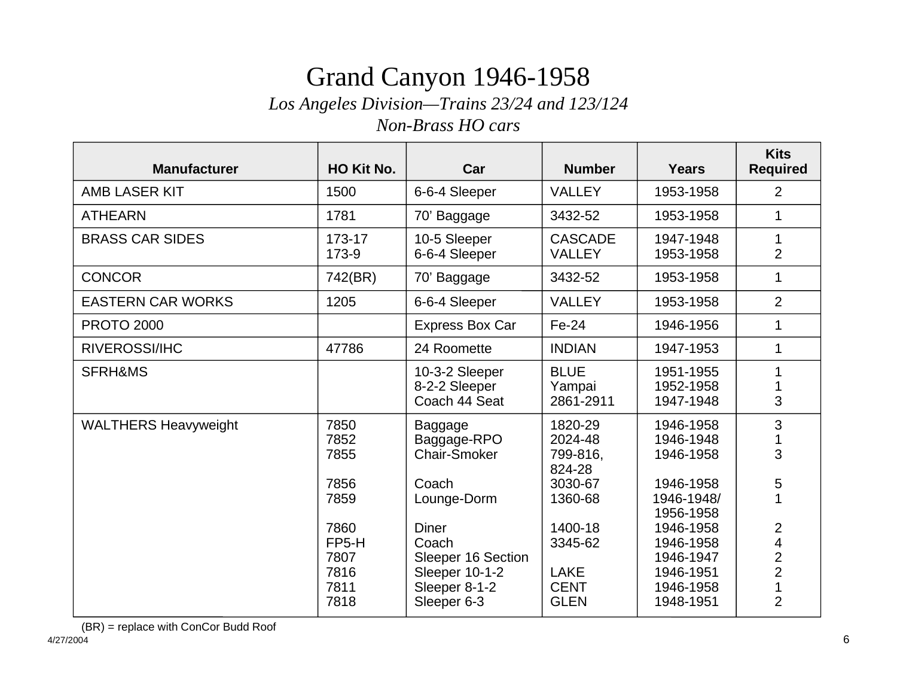# Grand Canyon 1946-1958

*Los Angeles Division—Trains 23/24 and 123/124*

*Non-Brass HO cars*

| Manufacturer | HO Kit No. | Car | Number | Years | Kits Required |
|---|---|---|---|---|---|
| AMB LASER KIT | 1500 | 6-6-4 Sleeper | VALLEY | 1953-1958 | 2 |
| ATHEARN | 1781 | 70' Baggage | 3432-52 | 1953-1958 | 1 |
| BRASS CAR SIDES | 173-17 | 10-5 Sleeper | CASCADE | 1947-1948 | 1 |
| | 173-9 | 6-6-4 Sleeper | VALLEY | 1953-1958 | 2 |
| CONCOR | 742(BR) | 70' Baggage | 3432-52 | 1953-1958 | 1 |
| EASTERN CAR WORKS | 1205 | 6-6-4 Sleeper | VALLEY | 1953-1958 | 2 |
| PROTO 2000 | | Express Box Car | Fe-24 | 1946-1956 | 1 |
| RIVEROSSI/IHC | 47786 | 24 Roomette | INDIAN | 1947-1953 | 1 |
| SFRH&MS | | 10-3-2 Sleeper | BLUE | 1951-1955 | 1 |
| | | 8-2-2 Sleeper | Yampai | 1952-1958 | 1 |
| | | Coach 44 Seat | 2861-2911 | 1947-1948 | 3 |
| WALTHERS Heavyweight | 7850 | Baggage | 1820-29 | 1946-1958 | 3 |
| | 7852 | Baggage-RPO | 2024-48 | 1946-1948 | 1 |
| | 7855 | Chair-Smoker | 799-816, 824-28 | 1946-1958 | 3 |
| | 7856 | Coach | 3030-67 | 1946-1958 | 5 |
| | 7859 | Lounge-Dorm | 1360-68 | 1946-1948/ 1956-1958 | 1 |
| | 7860 | Diner | 1400-18 | 1946-1958 | 2 |
| | FP5-H | Coach | 3345-62 | 1946-1958 | 4 |
| | 7807 | Sleeper 16 Section | | 1946-1947 | 2 |
| | 7816 | Sleeper 10-1-2 | LAKE | 1946-1951 | 2 |
| | 7811 | Sleeper 8-1-2 | CENT | 1946-1958 | 1 |
| | 7818 | Sleeper 6-3 | GLEN | 1948-1951 | 2 |

(BR) = replace with ConCor Budd Roof

4/27/2004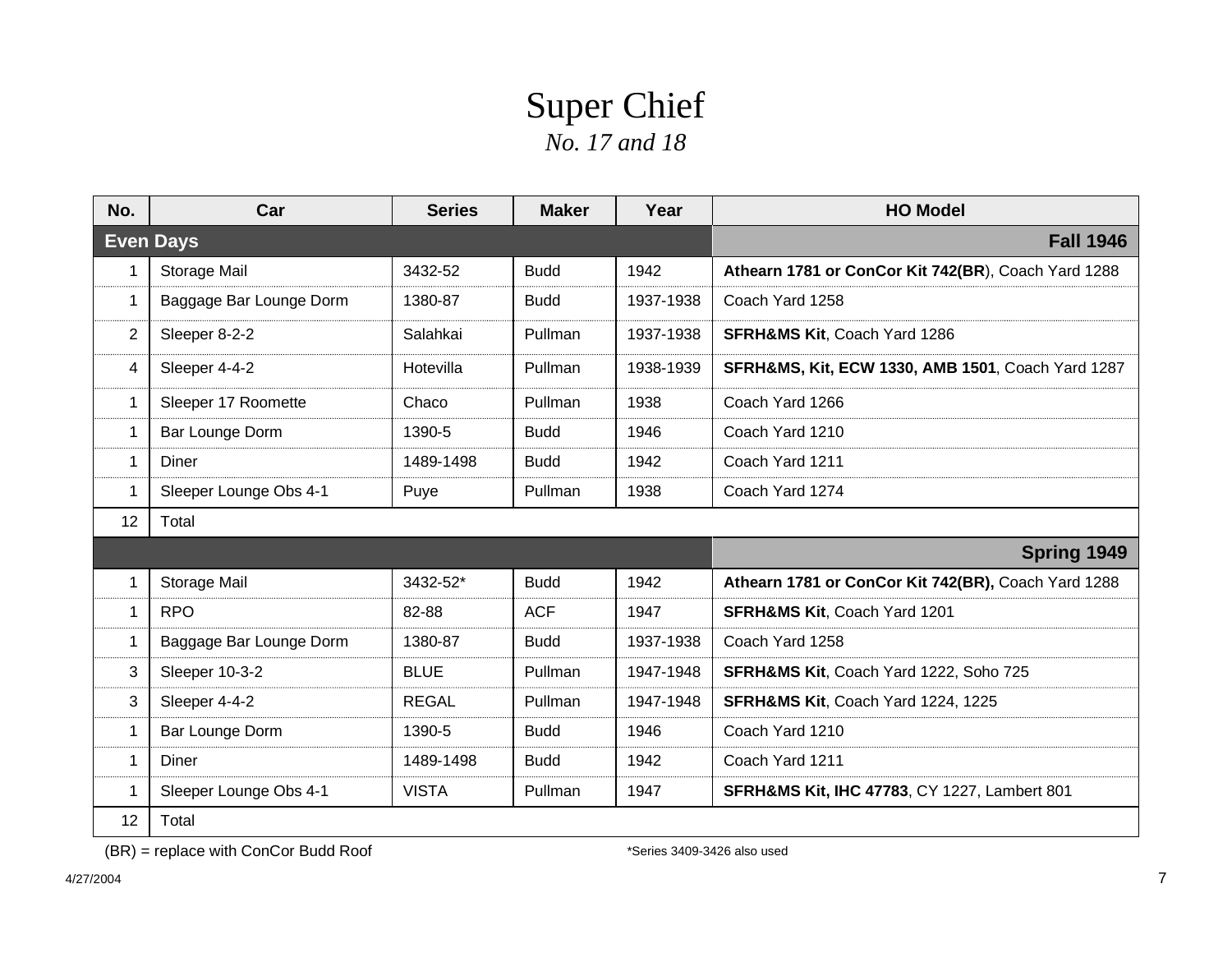# Super Chief

*No. 17 and 18*

| No. | Car | Series | Maker | Year | HO Model |
|---|---|---|---|---|---|
| **Even Days** | | | | | **Fall 1946** |
| 1 | Storage Mail | 3432-52 | Budd | 1942 | **Athearn 1781 or ConCor Kit 742(BR**), Coach Yard 1288 |
| 1 | Baggage Bar Lounge Dorm | 1380-87 | Budd | 1937-1938 | Coach Yard 1258 |
| 2 | Sleeper 8-2-2 | Salahkai | Pullman | 1937-1938 | **SFRH&MS Kit**, Coach Yard 1286 |
| 4 | Sleeper 4-4-2 | Hotevilla | Pullman | 1938-1939 | **SFRH&MS, Kit, ECW 1330, AMB 1501**, Coach Yard 1287 |
| 1 | Sleeper 17 Roomette | Chaco | Pullman | 1938 | Coach Yard 1266 |
| 1 | Bar Lounge Dorm | 1390-5 | Budd | 1946 | Coach Yard 1210 |
| 1 | Diner | 1489-1498 | Budd | 1942 | Coach Yard 1211 |
| 1 | Sleeper Lounge Obs 4-1 | Puye | Pullman | 1938 | Coach Yard 1274 |
| 12 | Total | | | | |
| | | | | | **Spring 1949** |
| 1 | Storage Mail | 3432-52* | Budd | 1942 | **Athearn 1781 or ConCor Kit 742(BR),** Coach Yard 1288 |
| 1 | RPO | 82-88 | ACF | 1947 | **SFRH&MS Kit**, Coach Yard 1201 |
| 1 | Baggage Bar Lounge Dorm | 1380-87 | Budd | 1937-1938 | Coach Yard 1258 |
| 3 | Sleeper 10-3-2 | BLUE | Pullman | 1947-1948 | **SFRH&MS Kit**, Coach Yard 1222, Soho 725 |
| 3 | Sleeper 4-4-2 | REGAL | Pullman | 1947-1948 | **SFRH&MS Kit**, Coach Yard 1224, 1225 |
| 1 | Bar Lounge Dorm | 1390-5 | Budd | 1946 | Coach Yard 1210 |
| 1 | Diner | 1489-1498 | Budd | 1942 | Coach Yard 1211 |
| 1 | Sleeper Lounge Obs 4-1 | VISTA | Pullman | 1947 | **SFRH&MS Kit, IHC 47783**, CY 1227, Lambert 801 |
| 12 | Total | | | | |

(BR) = replace with ConCor Budd Roof

*Series 3409-3426 also used

4/27/2004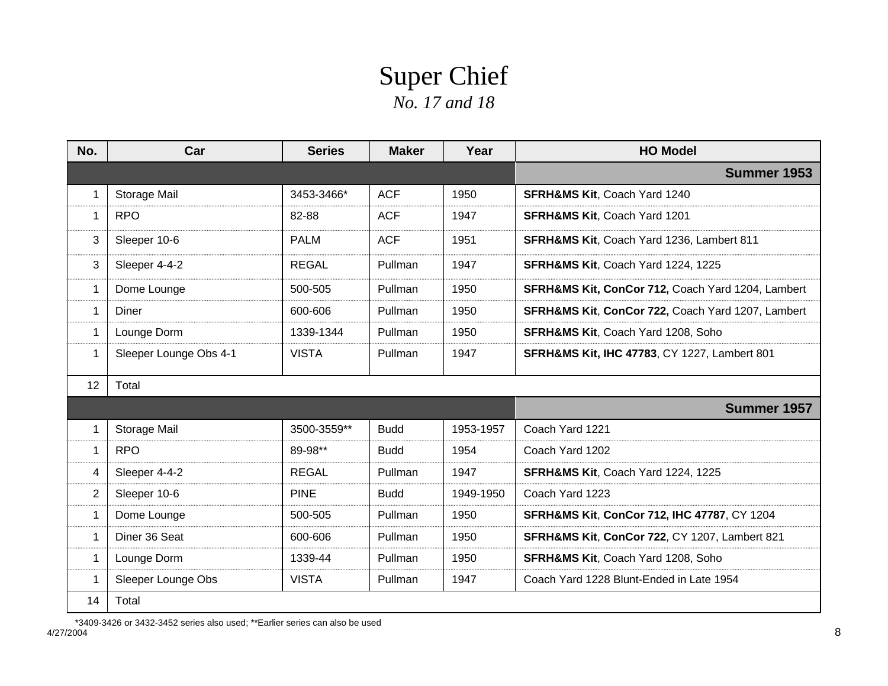# Super Chief

*No. 17 and 18*

| No. | Car | Series | Maker | Year | HO Model |
|---|---|---|---|---|---|
| | | | | | **Summer 1953** |
| 1 | Storage Mail | 3453-3466* | ACF | 1950 | **SFRH&MS Kit**, Coach Yard 1240 |
| 1 | RPO | 82-88 | ACF | 1947 | **SFRH&MS Kit**, Coach Yard 1201 |
| 3 | Sleeper 10-6 | PALM | ACF | 1951 | **SFRH&MS Kit**, Coach Yard 1236, Lambert 811 |
| 3 | Sleeper 4-4-2 | REGAL | Pullman | 1947 | **SFRH&MS Kit**, Coach Yard 1224, 1225 |
| 1 | Dome Lounge | 500-505 | Pullman | 1950 | **SFRH&MS Kit, ConCor 712,** Coach Yard 1204, Lambert |
| 1 | Diner | 600-606 | Pullman | 1950 | **SFRH&MS Kit**, **ConCor 722,** Coach Yard 1207, Lambert |
| 1 | Lounge Dorm | 1339-1344 | Pullman | 1950 | **SFRH&MS Kit**, Coach Yard 1208, Soho |
| 1 | Sleeper Lounge Obs 4-1 | VISTA | Pullman | 1947 | **SFRH&MS Kit, IHC 47783**, CY 1227, Lambert 801 |
| 12 | Total | | | | |
| | | | | | **Summer 1957** |
| 1 | Storage Mail | 3500-3559** | Budd | 1953-1957 | Coach Yard 1221 |
| 1 | RPO | 89-98** | Budd | 1954 | Coach Yard 1202 |
| 4 | Sleeper 4-4-2 | REGAL | Pullman | 1947 | **SFRH&MS Kit**, Coach Yard 1224, 1225 |
| 2 | Sleeper 10-6 | PINE | Budd | 1949-1950 | Coach Yard 1223 |
| 1 | Dome Lounge | 500-505 | Pullman | 1950 | **SFRH&MS Kit**, **ConCor 712, IHC 47787**, CY 1204 |
| 1 | Diner 36 Seat | 600-606 | Pullman | 1950 | **SFRH&MS Kit**, **ConCor 722**, CY 1207, Lambert 821 |
| 1 | Lounge Dorm | 1339-44 | Pullman | 1950 | **SFRH&MS Kit**, Coach Yard 1208, Soho |
| 1 | Sleeper Lounge Obs | VISTA | Pullman | 1947 | Coach Yard 1228 Blunt-Ended in Late 1954 |
| 14 | Total | | | | |

*3409-3426 or 3432-3452 series also used; **Earlier series can also be used

4/27/2004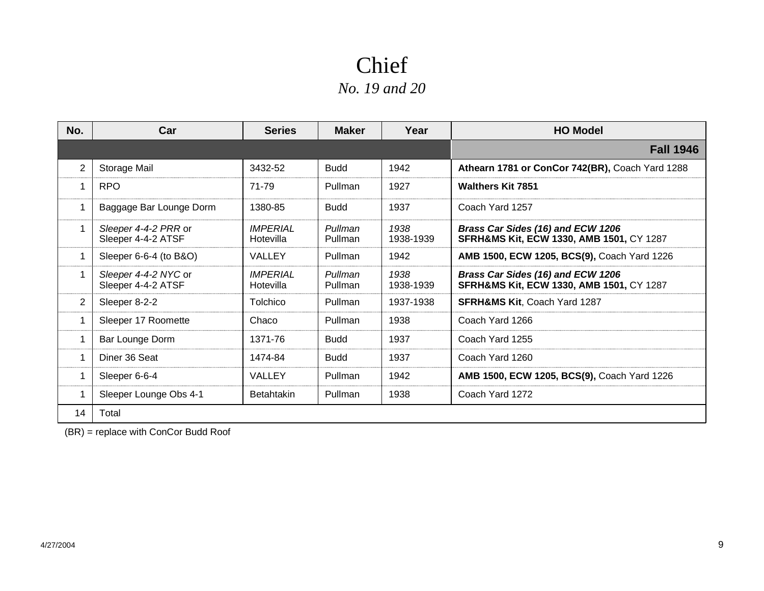# Chief

*No. 19 and 20*

| No. | Car | Series | Maker | Year | HO Model |
|---|---|---|---|---|---|
| | | | | | **Fall 1946** |
| 2 | Storage Mail | 3432-52 | Budd | 1942 | **Athearn 1781 or ConCor 742(BR),** Coach Yard 1288 |
| 1 | RPO | 71-79 | Pullman | 1927 | **Walthers Kit 7851** |
| 1 | Baggage Bar Lounge Dorm | 1380-85 | Budd | 1937 | Coach Yard 1257 |
| 1 | *Sleeper 4-4-2 PRR* or Sleeper 4-4-2 ATSF | *IMPERIAL* Hotevilla | *Pullman* Pullman | *1938* 1938-1939 | ***Brass Car Sides (16) and ECW 1206*** **SFRH&MS Kit, ECW 1330, AMB 1501,** CY 1287 |
| 1 | Sleeper 6-6-4 (to B&O) | VALLEY | Pullman | 1942 | **AMB 1500, ECW 1205, BCS(9),** Coach Yard 1226 |
| 1 | *Sleeper 4-4-2 NYC* or Sleeper 4-4-2 ATSF | *IMPERIAL* Hotevilla | *Pullman* Pullman | *1938* 1938-1939 | ***Brass Car Sides (16) and ECW 1206*** **SFRH&MS Kit, ECW 1330, AMB 1501,** CY 1287 |
| 2 | Sleeper 8-2-2 | Tolchico | Pullman | 1937-1938 | **SFRH&MS Kit**, Coach Yard 1287 |
| 1 | Sleeper 17 Roomette | Chaco | Pullman | 1938 | Coach Yard 1266 |
| 1 | Bar Lounge Dorm | 1371-76 | Budd | 1937 | Coach Yard 1255 |
| 1 | Diner 36 Seat | 1474-84 | Budd | 1937 | Coach Yard 1260 |
| 1 | Sleeper 6-6-4 | VALLEY | Pullman | 1942 | **AMB 1500, ECW 1205, BCS(9),** Coach Yard 1226 |
| 1 | Sleeper Lounge Obs 4-1 | Betahtakin | Pullman | 1938 | Coach Yard 1272 |
| 14 | Total | | | | |

(BR) = replace with ConCor Budd Roof

4/27/2004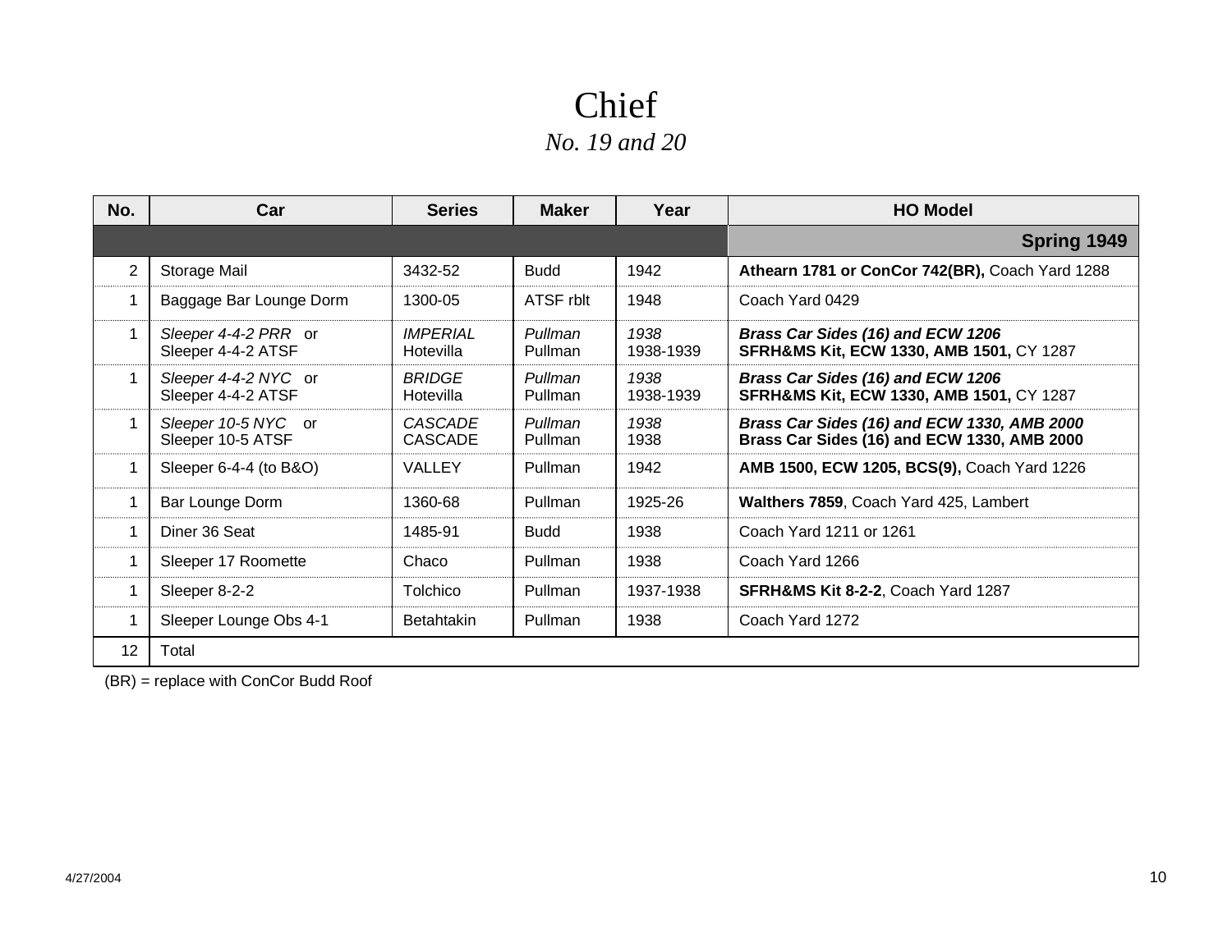# Chief

*No. 19 and 20*

| No. | Car | Series | Maker | Year | HO Model |
|---|---|---|---|---|---|
| | | | | | **Spring 1949** |
| 2 | Storage Mail | 3432-52 | Budd | 1942 | **Athearn 1781 or ConCor 742(BR),** Coach Yard 1288 |
| 1 | Baggage Bar Lounge Dorm | 1300-05 | ATSF rblt | 1948 | Coach Yard 0429 |
| 1 | *Sleeper 4-4-2 PRR* or<br>Sleeper 4-4-2 ATSF | *IMPERIAL*<br>Hotevilla | *Pullman*<br>Pullman | *1938*<br>1938-1939 | ***Brass Car Sides (16) and ECW 1206***<br>**SFRH&MS Kit, ECW 1330, AMB 1501,** CY 1287 |
| 1 | *Sleeper 4-4-2 NYC* or<br>Sleeper 4-4-2 ATSF | *BRIDGE*<br>Hotevilla | *Pullman*<br>Pullman | *1938*<br>1938-1939 | ***Brass Car Sides (16) and ECW 1206***<br>**SFRH&MS Kit, ECW 1330, AMB 1501,** CY 1287 |
| 1 | *Sleeper 10-5 NYC* or<br>Sleeper 10-5 ATSF | *CASCADE*<br>CASCADE | *Pullman*<br>Pullman | *1938*<br>1938 | ***Brass Car Sides (16) and ECW 1330, AMB 2000***<br>**Brass Car Sides (16) and ECW 1330, AMB 2000** |
| 1 | Sleeper 6-4-4 (to B&O) | VALLEY | Pullman | 1942 | **AMB 1500, ECW 1205, BCS(9),** Coach Yard 1226 |
| 1 | Bar Lounge Dorm | 1360-68 | Pullman | 1925-26 | **Walthers 7859**, Coach Yard 425, Lambert |
| 1 | Diner 36 Seat | 1485-91 | Budd | 1938 | Coach Yard 1211 or 1261 |
| 1 | Sleeper 17 Roomette | Chaco | Pullman | 1938 | Coach Yard 1266 |
| 1 | Sleeper 8-2-2 | Tolchico | Pullman | 1937-1938 | **SFRH&MS Kit 8-2-2**, Coach Yard 1287 |
| 1 | Sleeper Lounge Obs 4-1 | Betahtakin | Pullman | 1938 | Coach Yard 1272 |
| 12 | Total | | | | |

(BR) = replace with ConCor Budd Roof

4/27/2004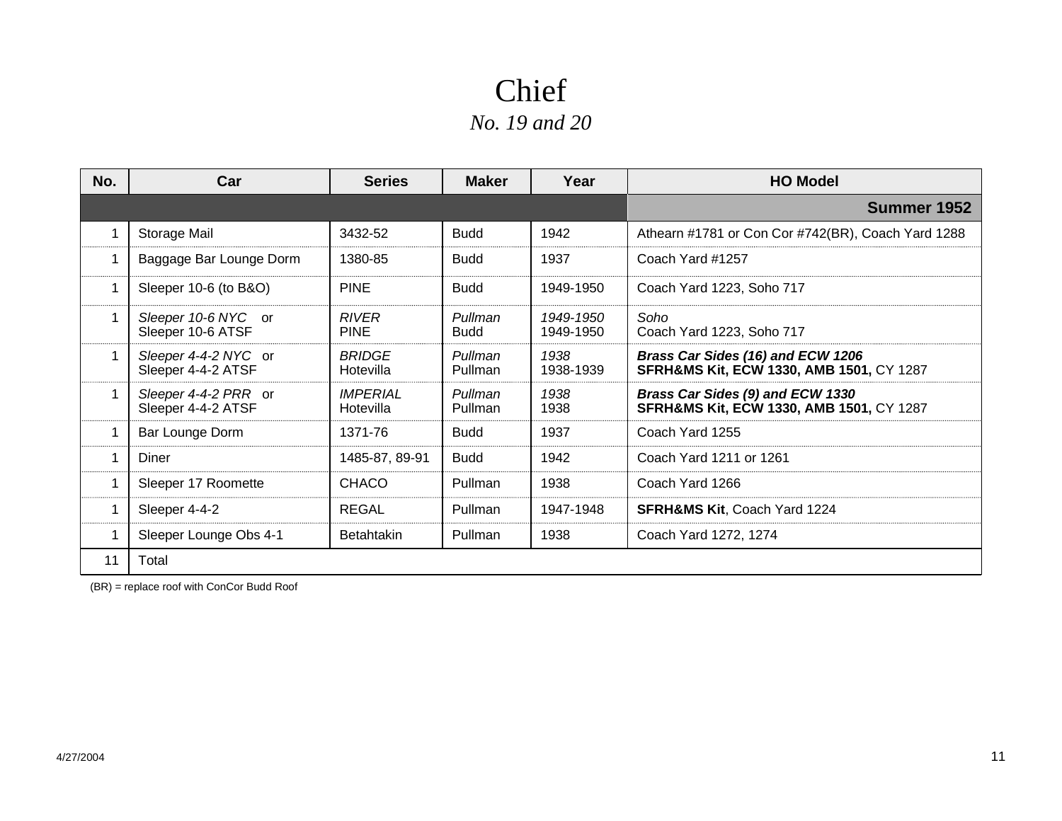# Chief

*No. 19 and 20*

| No. | Car | Series | Maker | Year | HO Model |
|---|---|---|---|---|---|
| | | | | | **Summer 1952** |
| 1 | Storage Mail | 3432-52 | Budd | 1942 | Athearn #1781 or Con Cor #742(BR), Coach Yard 1288 |
| 1 | Baggage Bar Lounge Dorm | 1380-85 | Budd | 1937 | Coach Yard #1257 |
| 1 | Sleeper 10-6 (to B&O) | PINE | Budd | 1949-1950 | Coach Yard 1223, Soho 717 |
| 1 | *Sleeper 10-6 NYC* or<br>Sleeper 10-6 ATSF | *RIVER*<br>PINE | *Pullman*<br>Budd | *1949-1950*<br>1949-1950 | *Soho*<br>Coach Yard 1223, Soho 717 |
| 1 | *Sleeper 4-4-2 NYC* or<br>Sleeper 4-4-2 ATSF | *BRIDGE*<br>Hotevilla | *Pullman*<br>Pullman | *1938*<br>1938-1939 | ***Brass Car Sides (16) and ECW 1206***<br>**SFRH&MS Kit, ECW 1330, AMB 1501,** CY 1287 |
| 1 | *Sleeper 4-4-2 PRR* or<br>Sleeper 4-4-2 ATSF | *IMPERIAL*<br>Hotevilla | *Pullman*<br>Pullman | *1938*<br>1938 | ***Brass Car Sides (9) and ECW 1330***<br>**SFRH&MS Kit, ECW 1330, AMB 1501,** CY 1287 |
| 1 | Bar Lounge Dorm | 1371-76 | Budd | 1937 | Coach Yard 1255 |
| 1 | Diner | 1485-87, 89-91 | Budd | 1942 | Coach Yard 1211 or 1261 |
| 1 | Sleeper 17 Roomette | CHACO | Pullman | 1938 | Coach Yard 1266 |
| 1 | Sleeper 4-4-2 | REGAL | Pullman | 1947-1948 | **SFRH&MS Kit**, Coach Yard 1224 |
| 1 | Sleeper Lounge Obs 4-1 | Betahtakin | Pullman | 1938 | Coach Yard 1272, 1274 |
| 11 | Total | | | | |

(BR) = replace roof with ConCor Budd Roof

4/27/2004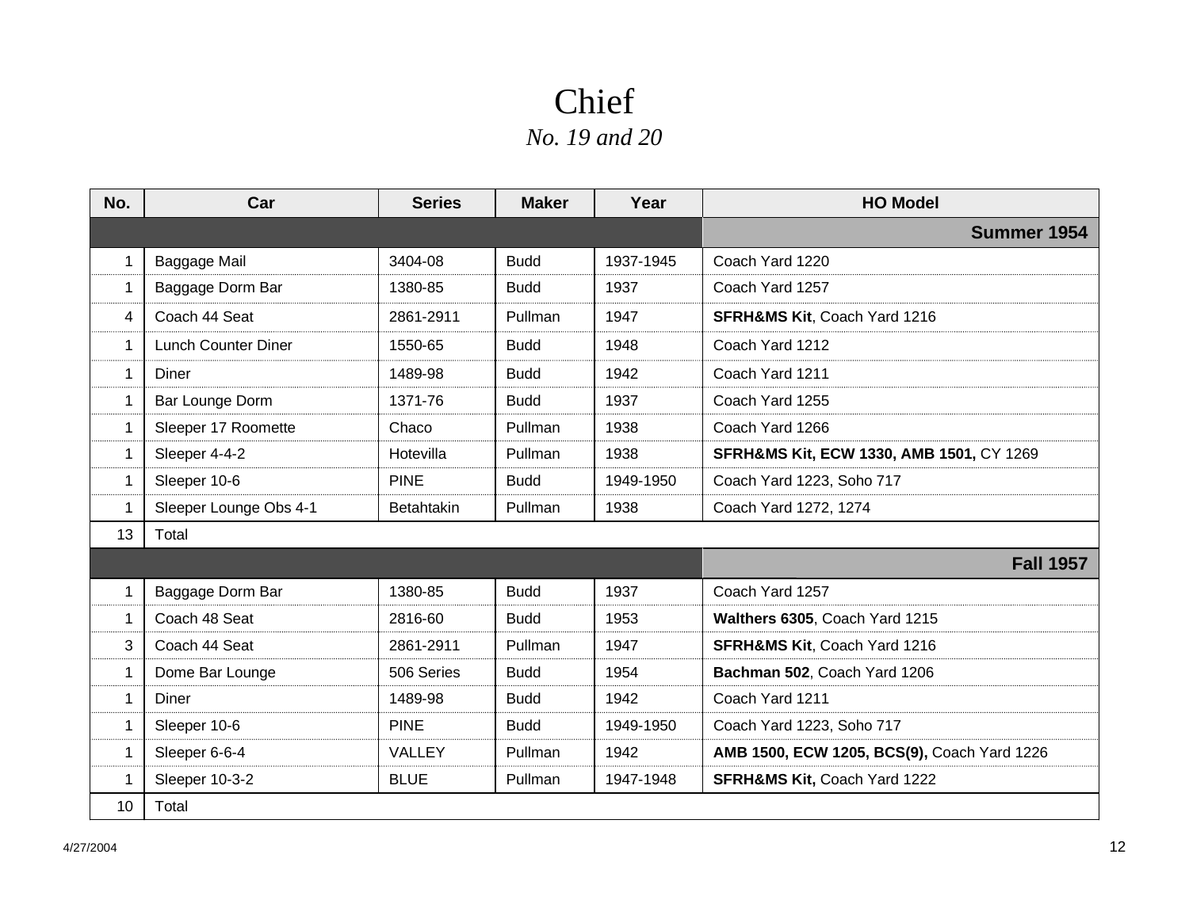# Chief

*No. 19 and 20*

| No. | Car | Series | Maker | Year | HO Model |
|---|---|---|---|---|---|
| | | | | | **Summer 1954** |
| 1 | Baggage Mail | 3404-08 | Budd | 1937-1945 | Coach Yard 1220 |
| 1 | Baggage Dorm Bar | 1380-85 | Budd | 1937 | Coach Yard 1257 |
| 4 | Coach 44 Seat | 2861-2911 | Pullman | 1947 | **SFRH&MS Kit**, Coach Yard 1216 |
| 1 | Lunch Counter Diner | 1550-65 | Budd | 1948 | Coach Yard 1212 |
| 1 | Diner | 1489-98 | Budd | 1942 | Coach Yard 1211 |
| 1 | Bar Lounge Dorm | 1371-76 | Budd | 1937 | Coach Yard 1255 |
| 1 | Sleeper 17 Roomette | Chaco | Pullman | 1938 | Coach Yard 1266 |
| 1 | Sleeper 4-4-2 | Hotevilla | Pullman | 1938 | **SFRH&MS Kit, ECW 1330, AMB 1501,** CY 1269 |
| 1 | Sleeper 10-6 | PINE | Budd | 1949-1950 | Coach Yard 1223, Soho 717 |
| 1 | Sleeper Lounge Obs 4-1 | Betahtakin | Pullman | 1938 | Coach Yard 1272, 1274 |
| 13 | Total | | | | |
| | | | | | **Fall 1957** |
| 1 | Baggage Dorm Bar | 1380-85 | Budd | 1937 | Coach Yard 1257 |
| 1 | Coach 48 Seat | 2816-60 | Budd | 1953 | **Walthers 6305**, Coach Yard 1215 |
| 3 | Coach 44 Seat | 2861-2911 | Pullman | 1947 | **SFRH&MS Kit**, Coach Yard 1216 |
| 1 | Dome Bar Lounge | 506 Series | Budd | 1954 | **Bachman 502**, Coach Yard 1206 |
| 1 | Diner | 1489-98 | Budd | 1942 | Coach Yard 1211 |
| 1 | Sleeper 10-6 | PINE | Budd | 1949-1950 | Coach Yard 1223, Soho 717 |
| 1 | Sleeper 6-6-4 | VALLEY | Pullman | 1942 | **AMB 1500, ECW 1205, BCS(9),** Coach Yard 1226 |
| 1 | Sleeper 10-3-2 | BLUE | Pullman | 1947-1948 | **SFRH&MS Kit,** Coach Yard 1222 |
| 10 | Total | | | | |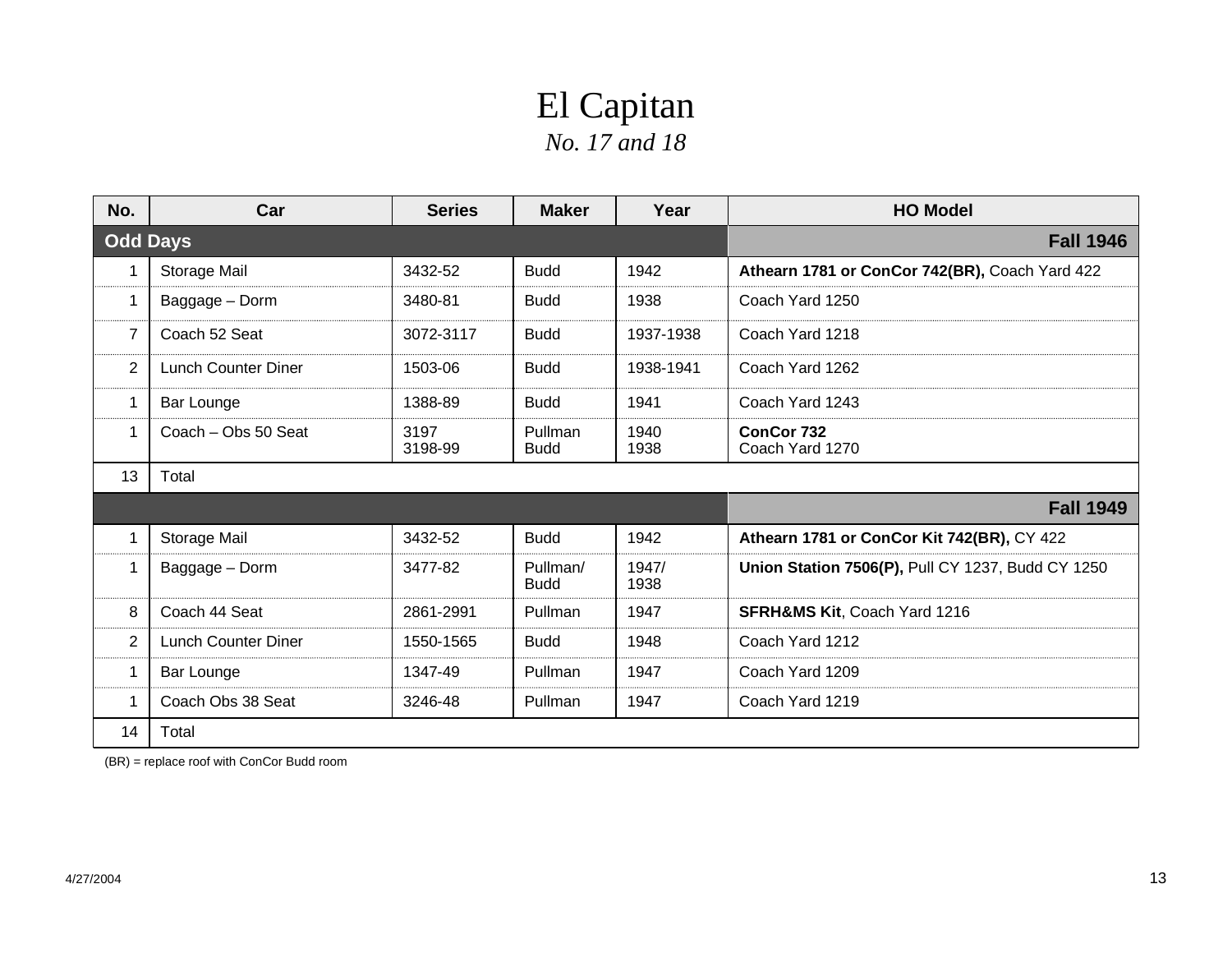# El Capitan

*No. 17 and 18*

| No. | Car | Series | Maker | Year | HO Model |
|---|---|---|---|---|---|
| **Odd Days** | | | | | **Fall 1946** |
| 1 | Storage Mail | 3432-52 | Budd | 1942 | **Athearn 1781 or ConCor 742(BR),** Coach Yard 422 |
| 1 | Baggage – Dorm | 3480-81 | Budd | 1938 | Coach Yard 1250 |
| 7 | Coach 52 Seat | 3072-3117 | Budd | 1937-1938 | Coach Yard 1218 |
| 2 | Lunch Counter Diner | 1503-06 | Budd | 1938-1941 | Coach Yard 1262 |
| 1 | Bar Lounge | 1388-89 | Budd | 1941 | Coach Yard 1243 |
| 1 | Coach – Obs 50 Seat | 3197<br>3198-99 | Pullman<br>Budd | 1940<br>1938 | **ConCor 732**<br>Coach Yard 1270 |
| 13 | Total | | | | |
| | | | | | **Fall 1949** |
| 1 | Storage Mail | 3432-52 | Budd | 1942 | **Athearn 1781 or ConCor Kit 742(BR),** CY 422 |
| 1 | Baggage – Dorm | 3477-82 | Pullman/<br>Budd | 1947/<br>1938 | **Union Station 7506(P),** Pull CY 1237, Budd CY 1250 |
| 8 | Coach 44 Seat | 2861-2991 | Pullman | 1947 | **SFRH&MS Kit**, Coach Yard 1216 |
| 2 | Lunch Counter Diner | 1550-1565 | Budd | 1948 | Coach Yard 1212 |
| 1 | Bar Lounge | 1347-49 | Pullman | 1947 | Coach Yard 1209 |
| 1 | Coach Obs 38 Seat | 3246-48 | Pullman | 1947 | Coach Yard 1219 |
| 14 | Total | | | | |

(BR) = replace roof with ConCor Budd room

4/27/2004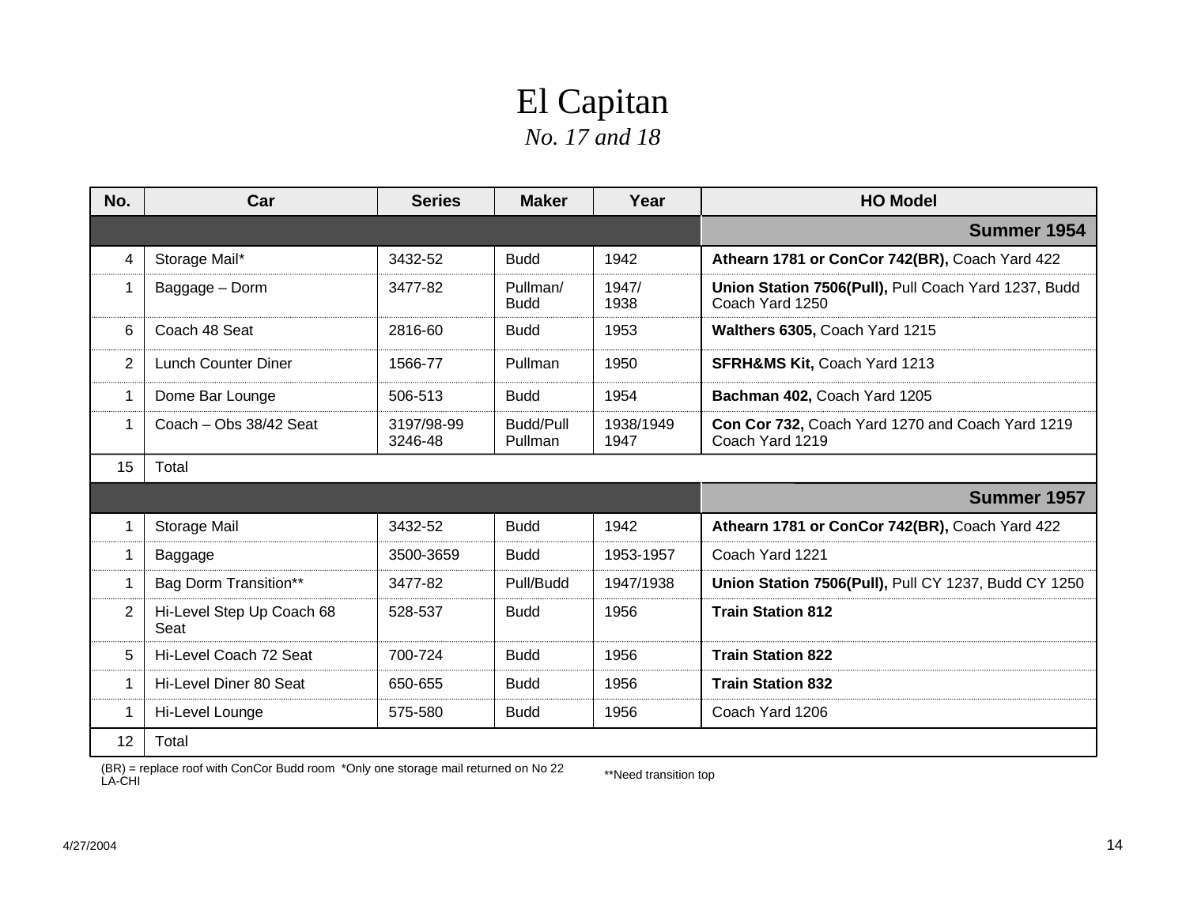# El Capitan

*No. 17 and 18*

| No. | Car | Series | Maker | Year | HO Model |
|---|---|---|---|---|---|
| | | | | | **Summer 1954** |
| 4 | Storage Mail* | 3432-52 | Budd | 1942 | **Athearn 1781 or ConCor 742(BR),** Coach Yard 422 |
| 1 | Baggage – Dorm | 3477-82 | Pullman/ Budd | 1947/ 1938 | **Union Station 7506(Pull),** Pull Coach Yard 1237, Budd Coach Yard 1250 |
| 6 | Coach 48 Seat | 2816-60 | Budd | 1953 | **Walthers 6305,** Coach Yard 1215 |
| 2 | Lunch Counter Diner | 1566-77 | Pullman | 1950 | **SFRH&MS Kit,** Coach Yard 1213 |
| 1 | Dome Bar Lounge | 506-513 | Budd | 1954 | **Bachman 402,** Coach Yard 1205 |
| 1 | Coach – Obs 38/42 Seat | 3197/98-99 3246-48 | Budd/Pull Pullman | 1938/1949 1947 | **Con Cor 732,** Coach Yard 1270 and Coach Yard 1219 Coach Yard 1219 |
| 15 | Total | | | | |
| | | | | | **Summer 1957** |
| 1 | Storage Mail | 3432-52 | Budd | 1942 | **Athearn 1781 or ConCor 742(BR),** Coach Yard 422 |
| 1 | Baggage | 3500-3659 | Budd | 1953-1957 | Coach Yard 1221 |
| 1 | Bag Dorm Transition** | 3477-82 | Pull/Budd | 1947/1938 | **Union Station 7506(Pull),** Pull CY 1237, Budd CY 1250 |
| 2 | Hi-Level Step Up Coach 68 Seat | 528-537 | Budd | 1956 | **Train Station 812** |
| 5 | Hi-Level Coach 72 Seat | 700-724 | Budd | 1956 | **Train Station 822** |
| 1 | Hi-Level Diner 80 Seat | 650-655 | Budd | 1956 | **Train Station 832** |
| 1 | Hi-Level Lounge | 575-580 | Budd | 1956 | Coach Yard 1206 |
| 12 | Total | | | | |

(BR) = replace roof with ConCor Budd room *Only one storage mail returned on No 22 LA-CHI

**Need transition top

4/27/2004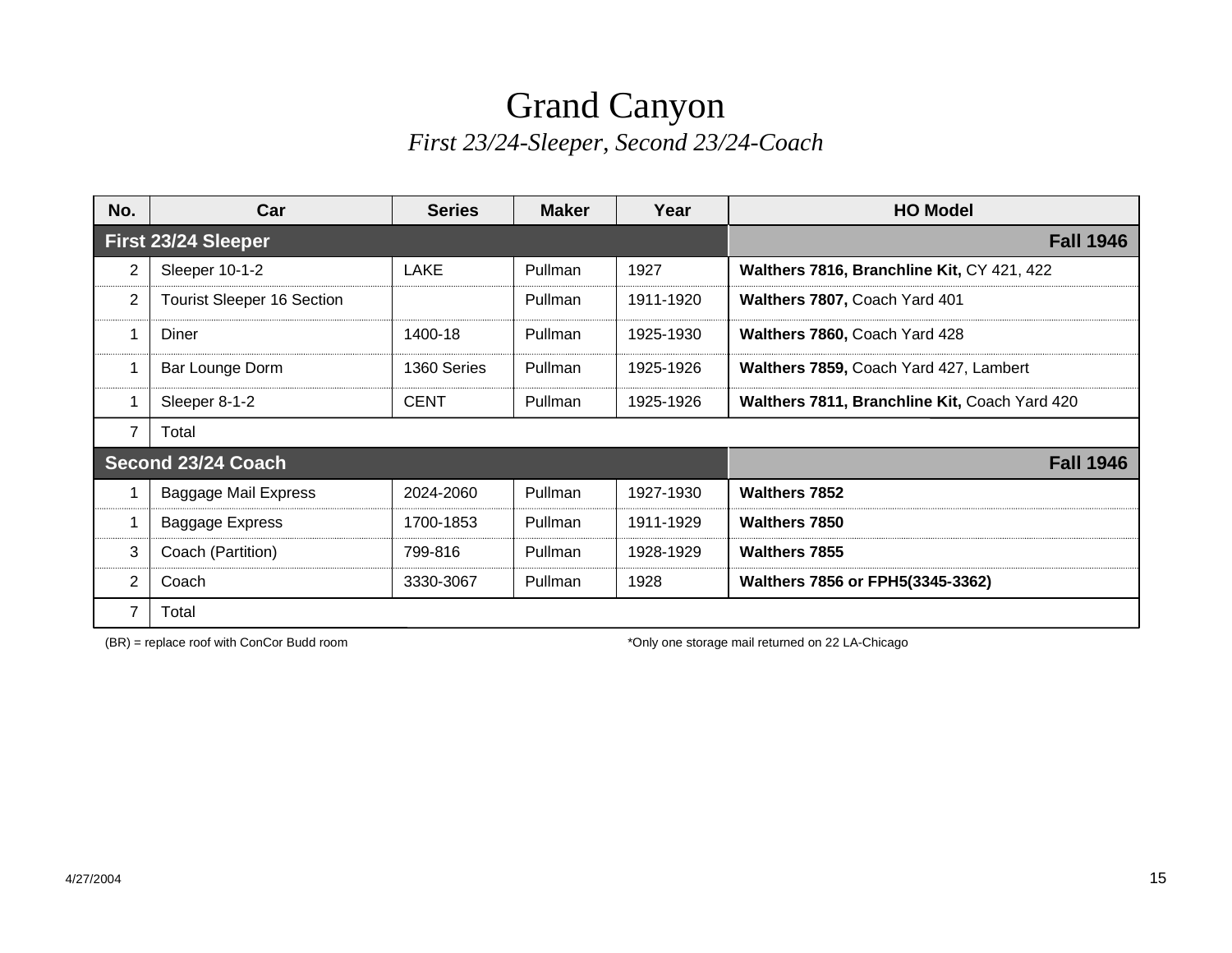# Grand Canyon

*First 23/24-Sleeper, Second 23/24-Coach*

| No. | Car | Series | Maker | Year | HO Model |
|---|---|---|---|---|---|
| **First 23/24 Sleeper** | | | | | **Fall 1946** |
| 2 | Sleeper 10-1-2 | LAKE | Pullman | 1927 | **Walthers 7816, Branchline Kit,** CY 421, 422 |
| 2 | Tourist Sleeper 16 Section | | Pullman | 1911-1920 | **Walthers 7807,** Coach Yard 401 |
| 1 | Diner | 1400-18 | Pullman | 1925-1930 | **Walthers 7860,** Coach Yard 428 |
| 1 | Bar Lounge Dorm | 1360 Series | Pullman | 1925-1926 | **Walthers 7859,** Coach Yard 427, Lambert |
| 1 | Sleeper 8-1-2 | CENT | Pullman | 1925-1926 | **Walthers 7811, Branchline Kit,** Coach Yard 420 |
| 7 | Total | | | | |
| **Second 23/24 Coach** | | | | | **Fall 1946** |
| 1 | Baggage Mail Express | 2024-2060 | Pullman | 1927-1930 | **Walthers 7852** |
| 1 | Baggage Express | 1700-1853 | Pullman | 1911-1929 | **Walthers 7850** |
| 3 | Coach (Partition) | 799-816 | Pullman | 1928-1929 | **Walthers 7855** |
| 2 | Coach | 3330-3067 | Pullman | 1928 | **Walthers 7856 or FPH5(3345-3362)** |
| 7 | Total | | | | |

(BR) = replace roof with ConCor Budd room

*Only one storage mail returned on 22 LA-Chicago

4/27/2004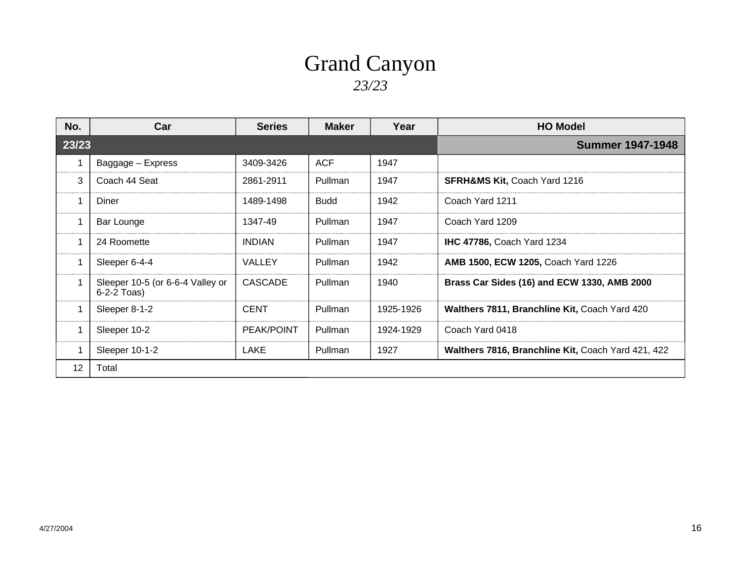# Grand Canyon

*23/23*

| No. | Car | Series | Maker | Year | HO Model |
|---|---|---|---|---|---|
| **23/23** | | | | | **Summer 1947-1948** |
| 1 | Baggage – Express | 3409-3426 | ACF | 1947 | |
| 3 | Coach 44 Seat | 2861-2911 | Pullman | 1947 | **SFRH&MS Kit,** Coach Yard 1216 |
| 1 | Diner | 1489-1498 | Budd | 1942 | Coach Yard 1211 |
| 1 | Bar Lounge | 1347-49 | Pullman | 1947 | Coach Yard 1209 |
| 1 | 24 Roomette | INDIAN | Pullman | 1947 | **IHC 47786,** Coach Yard 1234 |
| 1 | Sleeper 6-4-4 | VALLEY | Pullman | 1942 | **AMB 1500, ECW 1205,** Coach Yard 1226 |
| 1 | Sleeper 10-5 (or 6-6-4 Valley or 6-2-2 Toas) | CASCADE | Pullman | 1940 | **Brass Car Sides (16) and ECW 1330, AMB 2000** |
| 1 | Sleeper 8-1-2 | CENT | Pullman | 1925-1926 | **Walthers 7811, Branchline Kit,** Coach Yard 420 |
| 1 | Sleeper 10-2 | PEAK/POINT | Pullman | 1924-1929 | Coach Yard 0418 |
| 1 | Sleeper 10-1-2 | LAKE | Pullman | 1927 | **Walthers 7816, Branchline Kit,** Coach Yard 421, 422 |
| 12 | Total | | | | |

4/27/2004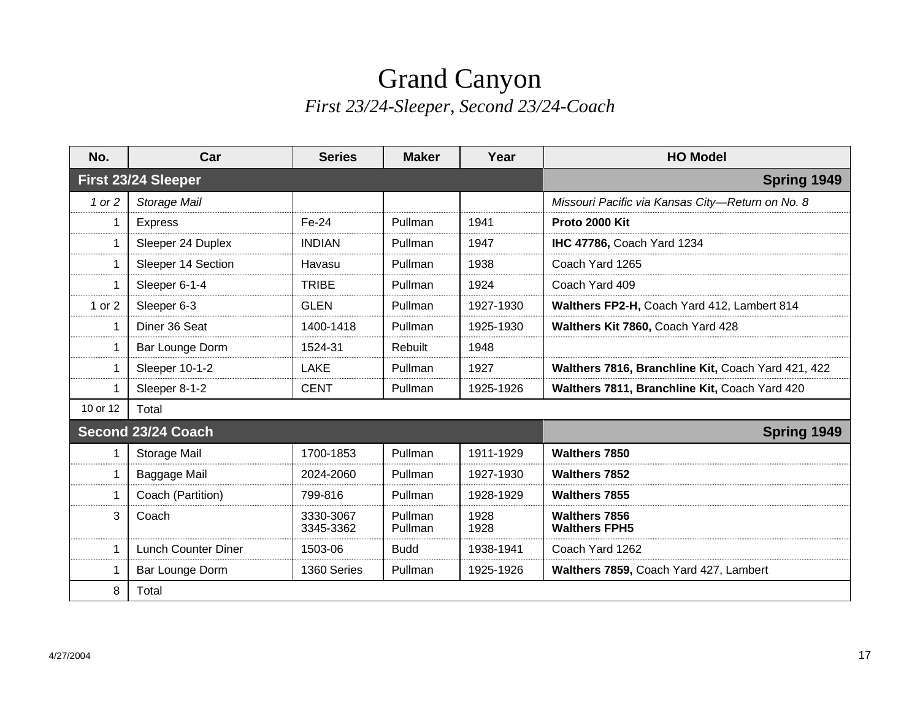# Grand Canyon

*First 23/24-Sleeper, Second 23/24-Coach*

| No. | Car | Series | Maker | Year | HO Model |
|---|---|---|---|---|---|
| **First 23/24 Sleeper** | | | | | **Spring 1949** |
| *1 or 2* | *Storage Mail* | | | | *Missouri Pacific via Kansas City—Return on No. 8* |
| 1 | Express | Fe-24 | Pullman | 1941 | **Proto 2000 Kit** |
| 1 | Sleeper 24 Duplex | INDIAN | Pullman | 1947 | **IHC 47786,** Coach Yard 1234 |
| 1 | Sleeper 14 Section | Havasu | Pullman | 1938 | Coach Yard 1265 |
| 1 | Sleeper 6-1-4 | TRIBE | Pullman | 1924 | Coach Yard 409 |
| 1 or 2 | Sleeper 6-3 | GLEN | Pullman | 1927-1930 | **Walthers FP2-H,** Coach Yard 412, Lambert 814 |
| 1 | Diner 36 Seat | 1400-1418 | Pullman | 1925-1930 | **Walthers Kit 7860,** Coach Yard 428 |
| 1 | Bar Lounge Dorm | 1524-31 | Rebuilt | 1948 | |
| 1 | Sleeper 10-1-2 | LAKE | Pullman | 1927 | **Walthers 7816, Branchline Kit,** Coach Yard 421, 422 |
| 1 | Sleeper 8-1-2 | CENT | Pullman | 1925-1926 | **Walthers 7811, Branchline Kit,** Coach Yard 420 |
| 10 or 12 | Total | | | | |
| **Second 23/24 Coach** | | | | | **Spring 1949** |
| 1 | Storage Mail | 1700-1853 | Pullman | 1911-1929 | **Walthers 7850** |
| 1 | Baggage Mail | 2024-2060 | Pullman | 1927-1930 | **Walthers 7852** |
| 1 | Coach (Partition) | 799-816 | Pullman | 1928-1929 | **Walthers 7855** |
| 3 | Coach | 3330-3067<br>3345-3362 | Pullman<br>Pullman | 1928<br>1928 | **Walthers 7856**<br>**Walthers FPH5** |
| 1 | Lunch Counter Diner | 1503-06 | Budd | 1938-1941 | Coach Yard 1262 |
| 1 | Bar Lounge Dorm | 1360 Series | Pullman | 1925-1926 | **Walthers 7859,** Coach Yard 427, Lambert |
| 8 | Total | | | | |

4/27/2004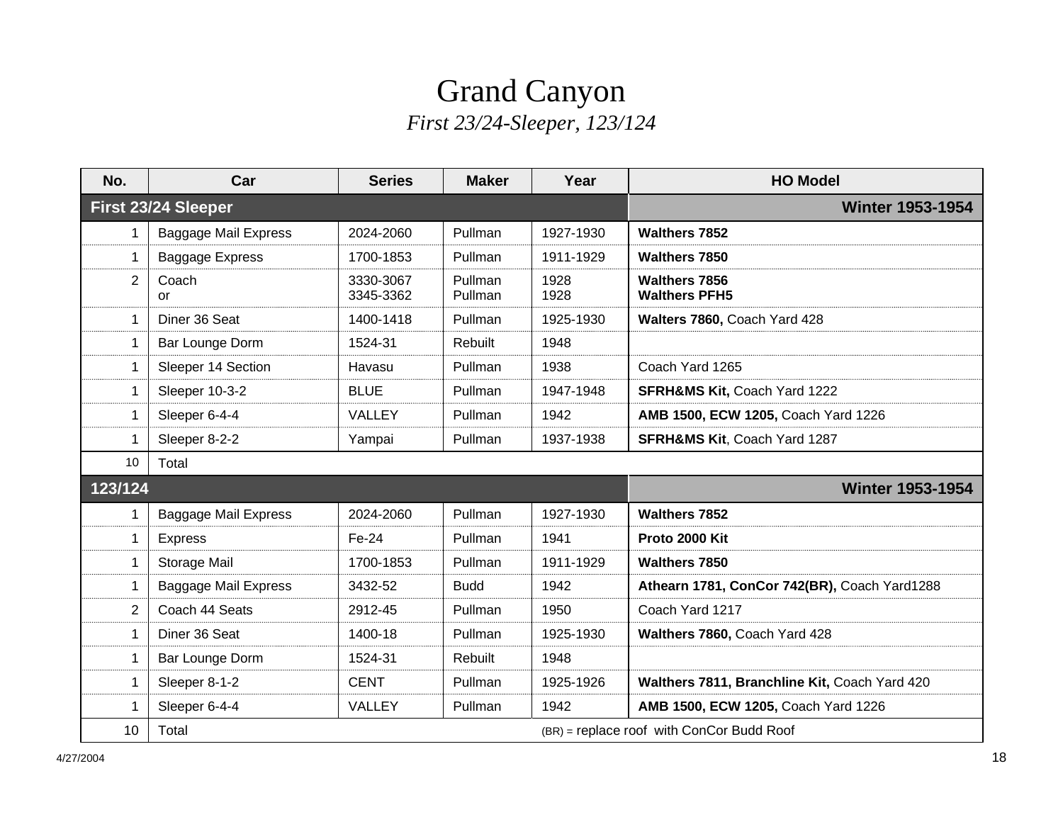# Grand Canyon

*First 23/24-Sleeper, 123/124*

| No. | Car | Series | Maker | Year | HO Model |
|---|---|---|---|---|---|
| **First 23/24 Sleeper** | | | | | **Winter 1953-1954** |
| 1 | Baggage Mail Express | 2024-2060 | Pullman | 1927-1930 | **Walthers 7852** |
| 1 | Baggage Express | 1700-1853 | Pullman | 1911-1929 | **Walthers 7850** |
| 2 | Coach<br>or | 3330-3067<br>3345-3362 | Pullman<br>Pullman | 1928<br>1928 | **Walthers 7856**<br>**Walthers PFH5** |
| 1 | Diner 36 Seat | 1400-1418 | Pullman | 1925-1930 | **Walters 7860,** Coach Yard 428 |
| 1 | Bar Lounge Dorm | 1524-31 | Rebuilt | 1948 | |
| 1 | Sleeper 14 Section | Havasu | Pullman | 1938 | Coach Yard 1265 |
| 1 | Sleeper 10-3-2 | BLUE | Pullman | 1947-1948 | **SFRH&MS Kit,** Coach Yard 1222 |
| 1 | Sleeper 6-4-4 | VALLEY | Pullman | 1942 | **AMB 1500, ECW 1205,** Coach Yard 1226 |
| 1 | Sleeper 8-2-2 | Yampai | Pullman | 1937-1938 | **SFRH&MS Kit**, Coach Yard 1287 |
| 10 | Total | | | | |
| **123/124** | | | | | **Winter 1953-1954** |
| 1 | Baggage Mail Express | 2024-2060 | Pullman | 1927-1930 | **Walthers 7852** |
| 1 | Express | Fe-24 | Pullman | 1941 | **Proto 2000 Kit** |
| 1 | Storage Mail | 1700-1853 | Pullman | 1911-1929 | **Walthers 7850** |
| 1 | Baggage Mail Express | 3432-52 | Budd | 1942 | **Athearn 1781, ConCor 742(BR),** Coach Yard1288 |
| 2 | Coach 44 Seats | 2912-45 | Pullman | 1950 | Coach Yard 1217 |
| 1 | Diner 36 Seat | 1400-18 | Pullman | 1925-1930 | **Walthers 7860,** Coach Yard 428 |
| 1 | Bar Lounge Dorm | 1524-31 | Rebuilt | 1948 | |
| 1 | Sleeper 8-1-2 | CENT | Pullman | 1925-1926 | **Walthers 7811, Branchline Kit,** Coach Yard 420 |
| 1 | Sleeper 6-4-4 | VALLEY | Pullman | 1942 | **AMB 1500, ECW 1205,** Coach Yard 1226 |
| 10 | Total | | | (BR) = replace roof with ConCor Budd Roof | |

4/27/2004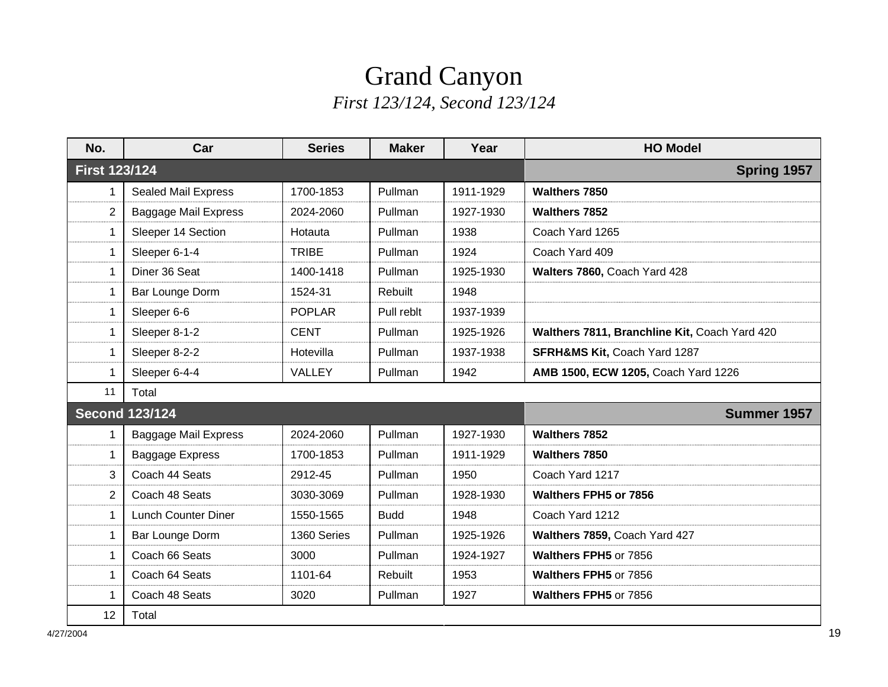# Grand Canyon

*First 123/124, Second 123/124*

| No. | Car | Series | Maker | Year | HO Model |
|---|---|---|---|---|---|
| **First 123/124** | | | | | **Spring 1957** |
| 1 | Sealed Mail Express | 1700-1853 | Pullman | 1911-1929 | **Walthers 7850** |
| 2 | Baggage Mail Express | 2024-2060 | Pullman | 1927-1930 | **Walthers 7852** |
| 1 | Sleeper 14 Section | Hotauta | Pullman | 1938 | Coach Yard 1265 |
| 1 | Sleeper 6-1-4 | TRIBE | Pullman | 1924 | Coach Yard 409 |
| 1 | Diner 36 Seat | 1400-1418 | Pullman | 1925-1930 | **Walters 7860,** Coach Yard 428 |
| 1 | Bar Lounge Dorm | 1524-31 | Rebuilt | 1948 | |
| 1 | Sleeper 6-6 | POPLAR | Pull reblt | 1937-1939 | |
| 1 | Sleeper 8-1-2 | CENT | Pullman | 1925-1926 | **Walthers 7811, Branchline Kit,** Coach Yard 420 |
| 1 | Sleeper 8-2-2 | Hotevilla | Pullman | 1937-1938 | **SFRH&MS Kit,** Coach Yard 1287 |
| 1 | Sleeper 6-4-4 | VALLEY | Pullman | 1942 | **AMB 1500, ECW 1205,** Coach Yard 1226 |
| 11 | Total | | | | |
| **Second 123/124** | | | | | **Summer 1957** |
| 1 | Baggage Mail Express | 2024-2060 | Pullman | 1927-1930 | **Walthers 7852** |
| 1 | Baggage Express | 1700-1853 | Pullman | 1911-1929 | **Walthers 7850** |
| 3 | Coach 44 Seats | 2912-45 | Pullman | 1950 | Coach Yard 1217 |
| 2 | Coach 48 Seats | 3030-3069 | Pullman | 1928-1930 | **Walthers FPH5 or 7856** |
| 1 | Lunch Counter Diner | 1550-1565 | Budd | 1948 | Coach Yard 1212 |
| 1 | Bar Lounge Dorm | 1360 Series | Pullman | 1925-1926 | **Walthers 7859,** Coach Yard 427 |
| 1 | Coach 66 Seats | 3000 | Pullman | 1924-1927 | **Walthers FPH5** or 7856 |
| 1 | Coach 64 Seats | 1101-64 | Rebuilt | 1953 | **Walthers FPH5** or 7856 |
| 1 | Coach 48 Seats | 3020 | Pullman | 1927 | **Walthers FPH5** or 7856 |
| 12 | Total | | | | |

4/27/2004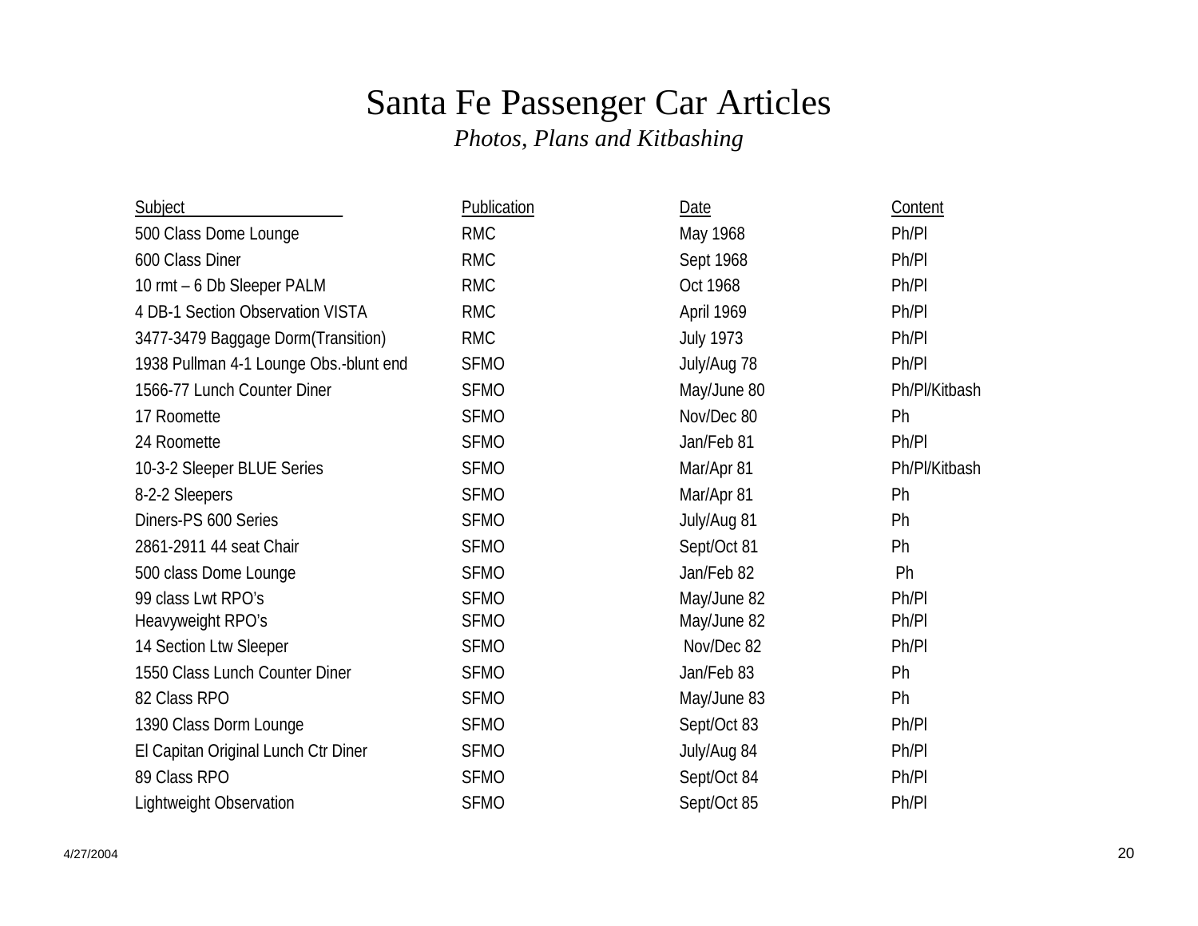# Santa Fe Passenger Car Articles

*Photos, Plans and Kitbashing*

| Subject | Publication | Date | Content |
|---|---|---|---|
| 500 Class Dome Lounge | RMC | May 1968 | Ph/Pl |
| 600 Class Diner | RMC | Sept 1968 | Ph/Pl |
| 10 rmt – 6 Db Sleeper PALM | RMC | Oct 1968 | Ph/Pl |
| 4 DB-1 Section Observation VISTA | RMC | April 1969 | Ph/Pl |
| 3477-3479 Baggage Dorm(Transition) | RMC | July 1973 | Ph/Pl |
| 1938 Pullman 4-1 Lounge Obs.-blunt end | SFMO | July/Aug 78 | Ph/Pl |
| 1566-77 Lunch Counter Diner | SFMO | May/June 80 | Ph/Pl/Kitbash |
| 17 Roomette | SFMO | Nov/Dec 80 | Ph |
| 24 Roomette | SFMO | Jan/Feb 81 | Ph/Pl |
| 10-3-2 Sleeper BLUE Series | SFMO | Mar/Apr 81 | Ph/Pl/Kitbash |
| 8-2-2 Sleepers | SFMO | Mar/Apr 81 | Ph |
| Diners-PS 600 Series | SFMO | July/Aug 81 | Ph |
| 2861-2911 44 seat Chair | SFMO | Sept/Oct 81 | Ph |
| 500 class Dome Lounge | SFMO | Jan/Feb 82 | Ph |
| 99 class Lwt RPO's | SFMO | May/June 82 | Ph/Pl |
| Heavyweight RPO's | SFMO | May/June 82 | Ph/Pl |
| 14 Section Ltw Sleeper | SFMO | Nov/Dec 82 | Ph/Pl |
| 1550 Class Lunch Counter Diner | SFMO | Jan/Feb 83 | Ph |
| 82 Class RPO | SFMO | May/June 83 | Ph |
| 1390 Class Dorm Lounge | SFMO | Sept/Oct 83 | Ph/Pl |
| El Capitan Original Lunch Ctr Diner | SFMO | July/Aug 84 | Ph/Pl |
| 89 Class RPO | SFMO | Sept/Oct 84 | Ph/Pl |
| Lightweight Observation | SFMO | Sept/Oct 85 | Ph/Pl |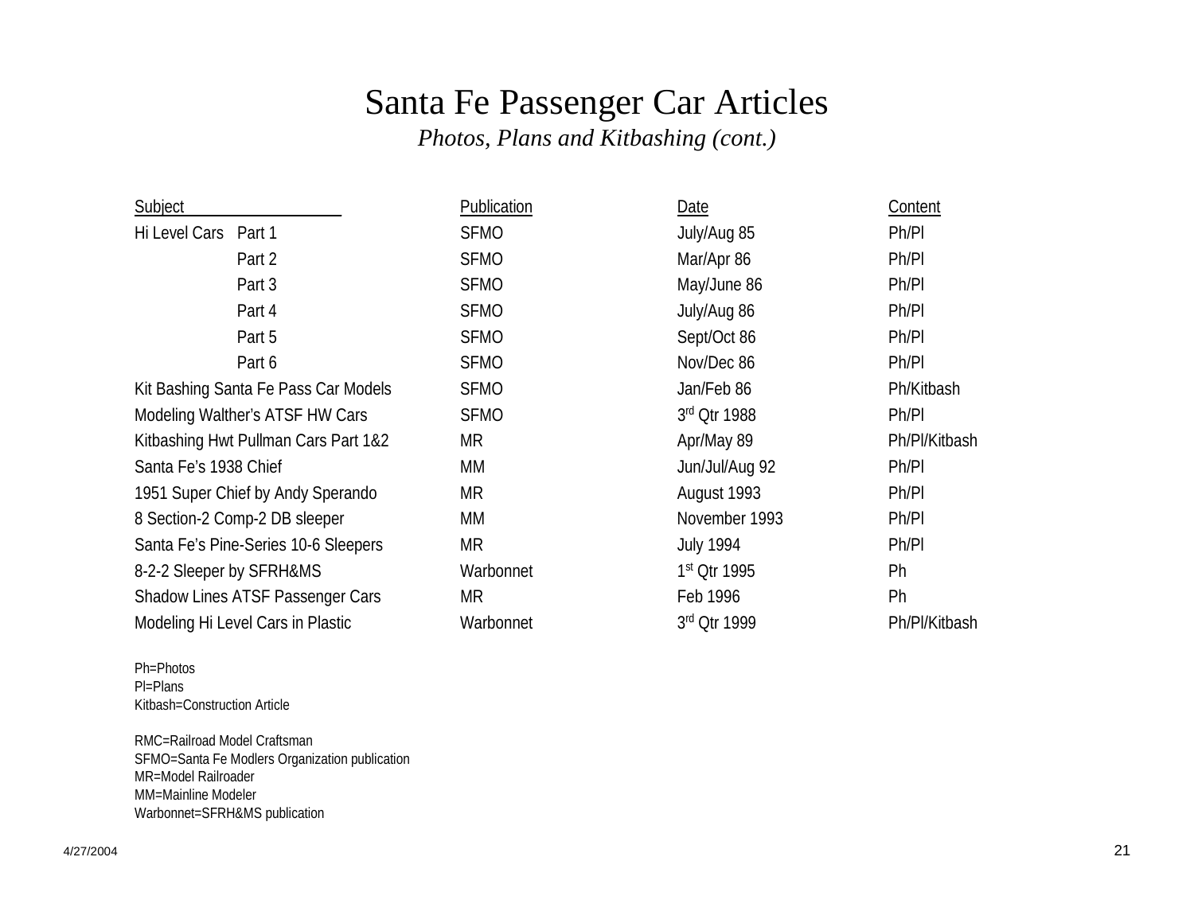# Santa Fe Passenger Car Articles

*Photos, Plans and Kitbashing (cont.)*

| Subject | | Publication | Date | Content |
|---|---|---|---|---|
| Hi Level Cars | Part 1 | SFMO | July/Aug 85 | Ph/Pl |
| | Part 2 | SFMO | Mar/Apr 86 | Ph/Pl |
| | Part 3 | SFMO | May/June 86 | Ph/Pl |
| | Part 4 | SFMO | July/Aug 86 | Ph/Pl |
| | Part 5 | SFMO | Sept/Oct 86 | Ph/Pl |
| | Part 6 | SFMO | Nov/Dec 86 | Ph/Pl |
| Kit Bashing Santa Fe Pass Car Models | | SFMO | Jan/Feb 86 | Ph/Kitbash |
| Modeling Walther's ATSF HW Cars | | SFMO | 3rd Qtr 1988 | Ph/Pl |
| Kitbashing Hwt Pullman Cars Part 1&2 | | MR | Apr/May 89 | Ph/Pl/Kitbash |
| Santa Fe's 1938 Chief | | MM | Jun/Jul/Aug 92 | Ph/Pl |
| 1951 Super Chief by Andy Sperando | | MR | August 1993 | Ph/Pl |
| 8 Section-2 Comp-2 DB sleeper | | MM | November 1993 | Ph/Pl |
| Santa Fe's Pine-Series 10-6 Sleepers | | MR | July 1994 | Ph/Pl |
| 8-2-2 Sleeper by SFRH&MS | | Warbonnet | 1st Qtr 1995 | Ph |
| Shadow Lines ATSF Passenger Cars | | MR | Feb 1996 | Ph |
| Modeling Hi Level Cars in Plastic | | Warbonnet | 3rd Qtr 1999 | Ph/Pl/Kitbash |

Ph=Photos
Pl=Plans
Kitbash=Construction Article

RMC=Railroad Model Craftsman
SFMO=Santa Fe Modlers Organization publication
MR=Model Railroader
MM=Mainline Modeler
Warbonnet=SFRH&MS publication

4/27/2004